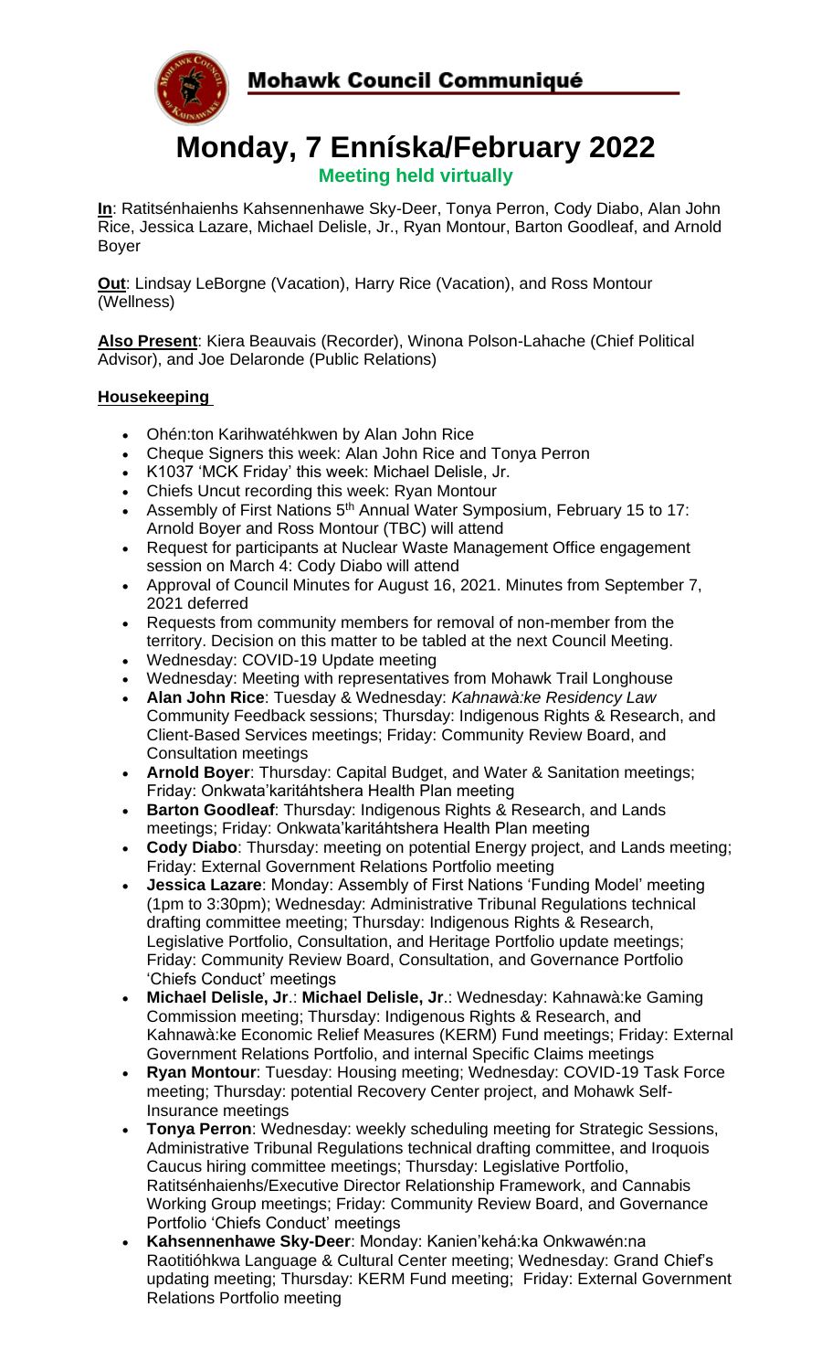# Mohawk Council Communiqué

# Monday, 7 Enníska/February 2022

**Meeting held virtually**

**In**: Ratitsénhaienhs Kahsennenhawe Sky-Deer, Tonya Perron, Cody Diabo, Alan John Rice, Jessica Lazare, Michael Delisle, Jr., Ryan Montour, Barton Goodleaf, and Arnold Boyer

**Out**: Lindsay LeBorgne (Vacation), Harry Rice (Vacation), and Ross Montour (Wellness)

**Also Present**: Kiera Beauvais (Recorder), Winona Polson-Lahache (Chief Political Advisor), and Joe Delaronde (Public Relations)

## Housekeeping

- Ohén:ton Karihwatéhkwen by Alan John Rice
- Cheque Signers this week: Alan John Rice and Tonya Perron
- K1037 'MCK Friday' this week: Michael Delisle, Jr.
- Chiefs Uncut recording this week: Ryan Montour
- Assembly of First Nations 5th Annual Water Symposium, February 15 to 17: Arnold Boyer and Ross Montour (TBC) will attend
- Request for participants at Nuclear Waste Management Office engagement session on March 4: Cody Diabo will attend
- Approval of Council Minutes for August 16, 2021. Minutes from September 7, 2021 deferred
- Requests from community members for removal of non-member from the territory. Decision on this matter to be tabled at the next Council Meeting.
- Wednesday: COVID-19 Update meeting
- Wednesday: Meeting with representatives from Mohawk Trail Longhouse
- **Alan John Rice**: Tuesday & Wednesday: *Kahnawà:ke Residency Law* Community Feedback sessions; Thursday: Indigenous Rights & Research, and Client-Based Services meetings; Friday: Community Review Board, and Consultation meetings
- **Arnold Boyer**: Thursday: Capital Budget, and Water & Sanitation meetings; Friday: Onkwata'karitáhtshera Health Plan meeting
- **Barton Goodleaf**: Thursday: Indigenous Rights & Research, and Lands meetings; Friday: Onkwata'karitáhtshera Health Plan meeting
- **Cody Diabo**: Thursday: meeting on potential Energy project, and Lands meeting; Friday: External Government Relations Portfolio meeting
- **Jessica Lazare**: Monday: Assembly of First Nations 'Funding Model' meeting (1pm to 3:30pm); Wednesday: Administrative Tribunal Regulations technical drafting committee meeting; Thursday: Indigenous Rights & Research, Legislative Portfolio, Consultation, and Heritage Portfolio update meetings; Friday: Community Review Board, Consultation, and Governance Portfolio 'Chiefs Conduct' meetings
- **Michael Delisle, Jr**.: **Michael Delisle, Jr**.: Wednesday: Kahnawà:ke Gaming Commission meeting; Thursday: Indigenous Rights & Research, and Kahnawà:ke Economic Relief Measures (KERM) Fund meetings; Friday: External Government Relations Portfolio, and internal Specific Claims meetings
- **Ryan Montour**: Tuesday: Housing meeting; Wednesday: COVID-19 Task Force meeting; Thursday: potential Recovery Center project, and Mohawk Self-Insurance meetings
- **Tonya Perron**: Wednesday: weekly scheduling meeting for Strategic Sessions, Administrative Tribunal Regulations technical drafting committee, and Iroquois Caucus hiring committee meetings; Thursday: Legislative Portfolio, Ratitsénhaienhs/Executive Director Relationship Framework, and Cannabis Working Group meetings; Friday: Community Review Board, and Governance Portfolio 'Chiefs Conduct' meetings
- **Kahsennenhawe Sky-Deer**: Monday: Kanien'kehá:ka Onkwawén:na Raotitióhkwa Language & Cultural Center meeting; Wednesday: Grand Chief's updating meeting; Thursday: KERM Fund meeting; Friday: External Government Relations Portfolio meeting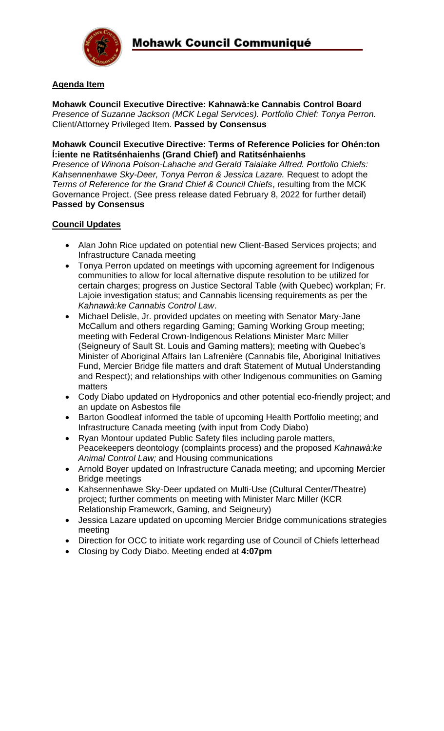# Mohawk Council Communiqué

**Agenda Item**

**Mohawk Council Executive Directive: Kahnawà:ke Cannabis Control Board**
*Presence of Suzanne Jackson (MCK Legal Services). Portfolio Chief: Tonya Perron.* Client/Attorney Privileged Item. **Passed by Consensus**

**Mohawk Council Executive Directive: Terms of Reference Policies for Ohén:ton Í:iente ne Ratitsénhaienhs (Grand Chief) and Ratitsénhaienhs**
*Presence of Winona Polson-Lahache and Gerald Taiaiake Alfred. Portfolio Chiefs: Kahsennenhawe Sky-Deer, Tonya Perron & Jessica Lazare.* Request to adopt the *Terms of Reference for the Grand Chief & Council Chiefs*, resulting from the MCK Governance Project. (See press release dated February 8, 2022 for further detail) **Passed by Consensus**

**Council Updates**

- Alan John Rice updated on potential new Client-Based Services projects; and Infrastructure Canada meeting
- Tonya Perron updated on meetings with upcoming agreement for Indigenous communities to allow for local alternative dispute resolution to be utilized for certain charges; progress on Justice Sectoral Table (with Quebec) workplan; Fr. Lajoie investigation status; and Cannabis licensing requirements as per the *Kahnawà:ke Cannabis Control Law*.
- Michael Delisle, Jr. provided updates on meeting with Senator Mary-Jane McCallum and others regarding Gaming; Gaming Working Group meeting; meeting with Federal Crown-Indigenous Relations Minister Marc Miller (Seigneury of Sault St. Louis and Gaming matters); meeting with Quebec's Minister of Aboriginal Affairs Ian Lafrenière (Cannabis file, Aboriginal Initiatives Fund, Mercier Bridge file matters and draft Statement of Mutual Understanding and Respect); and relationships with other Indigenous communities on Gaming matters
- Cody Diabo updated on Hydroponics and other potential eco-friendly project; and an update on Asbestos file
- Barton Goodleaf informed the table of upcoming Health Portfolio meeting; and Infrastructure Canada meeting (with input from Cody Diabo)
- Ryan Montour updated Public Safety files including parole matters, Peacekeepers deontology (complaints process) and the proposed *Kahnawà:ke Animal Control Law;* and Housing communications
- Arnold Boyer updated on Infrastructure Canada meeting; and upcoming Mercier Bridge meetings
- Kahsennenhawe Sky-Deer updated on Multi-Use (Cultural Center/Theatre) project; further comments on meeting with Minister Marc Miller (KCR Relationship Framework, Gaming, and Seigneury)
- Jessica Lazare updated on upcoming Mercier Bridge communications strategies meeting
- Direction for OCC to initiate work regarding use of Council of Chiefs letterhead
- Closing by Cody Diabo. Meeting ended at **4:07pm**